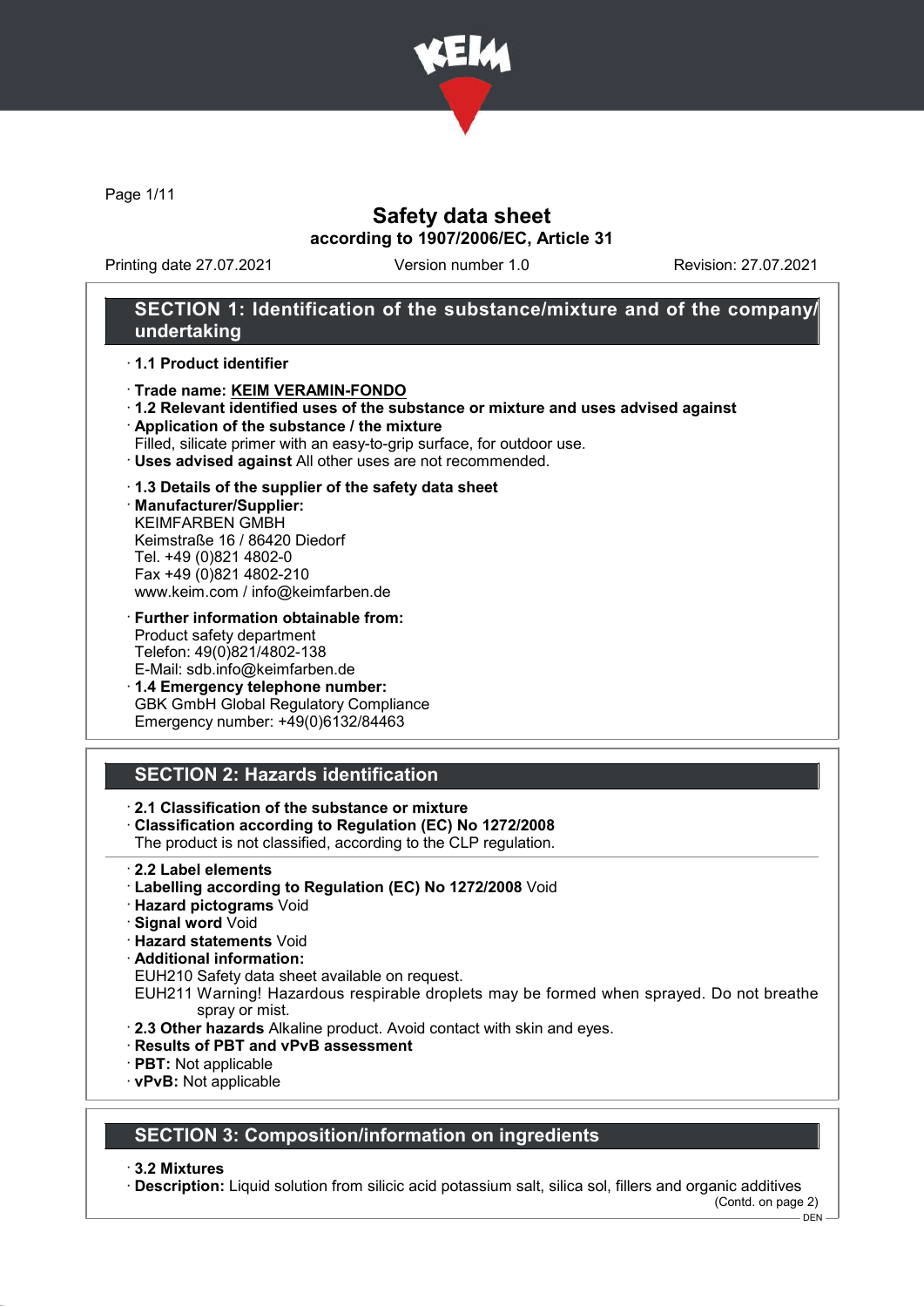# Safety data sheet

**according to 1907/2006/EC, Article 31**

Printing date 27.07.2021 Version number 1.0 Revision: 27.07.2021

## SECTION 1: Identification of the substance/mixture and of the company/undertaking

- **1.1 Product identifier**
- **Trade name: KEIM VERAMIN-FONDO**
- **1.2 Relevant identified uses of the substance or mixture and uses advised against**
- **Application of the substance / the mixture**
  Filled, silicate primer with an easy-to-grip surface, for outdoor use.
- **Uses advised against** All other uses are not recommended.
- **1.3 Details of the supplier of the safety data sheet**
- **Manufacturer/Supplier:**
  KEIMFARBEN GMBH
  Keimstraße 16 / 86420 Diedorf
  Tel. +49 (0)821 4802-0
  Fax +49 (0)821 4802-210
  www.keim.com / info@keimfarben.de
- **Further information obtainable from:**
  Product safety department
  Telefon: 49(0)821/4802-138
  E-Mail: sdb.info@keimfarben.de
- **1.4 Emergency telephone number:**
  GBK GmbH Global Regulatory Compliance
  Emergency number: +49(0)6132/84463

## SECTION 2: Hazards identification

- **2.1 Classification of the substance or mixture**
- **Classification according to Regulation (EC) No 1272/2008**
  The product is not classified, according to the CLP regulation.
- **2.2 Label elements**
- **Labelling according to Regulation (EC) No 1272/2008** Void
- **Hazard pictograms** Void
- **Signal word** Void
- **Hazard statements** Void
- **Additional information:**
  EUH210 Safety data sheet available on request.
  EUH211 Warning! Hazardous respirable droplets may be formed when sprayed. Do not breathe spray or mist.
- **2.3 Other hazards** Alkaline product. Avoid contact with skin and eyes.
- **Results of PBT and vPvB assessment**
- **PBT:** Not applicable
- **vPvB:** Not applicable

## SECTION 3: Composition/information on ingredients

- **3.2 Mixtures**
- **Description:** Liquid solution from silicic acid potassium salt, silica sol, fillers and organic additives

(Contd. on page 2)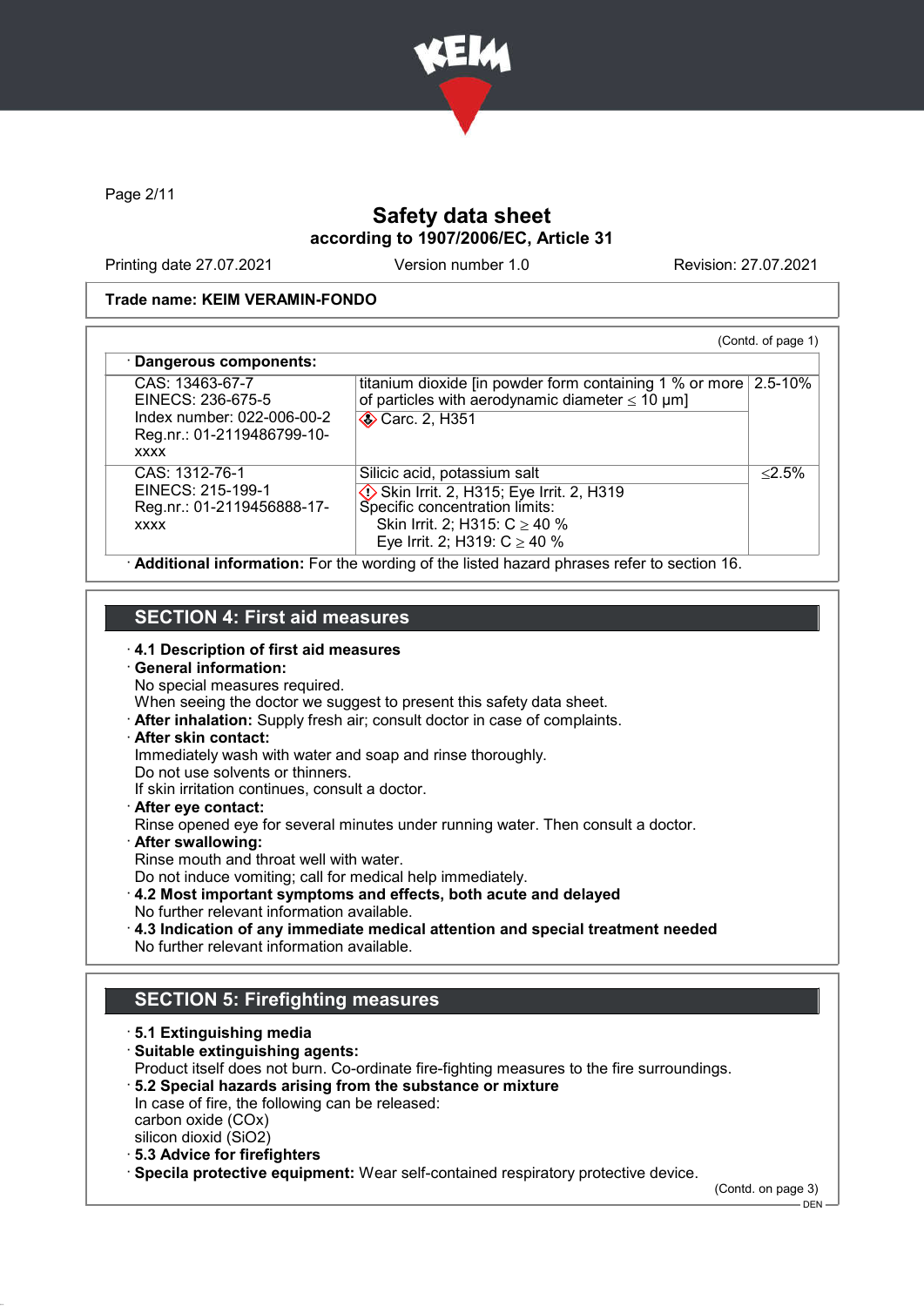# Safety data sheet

**according to 1907/2006/EC, Article 31**

Printing date 27.07.2021 Version number 1.0 Revision: 27.07.2021

**Trade name: KEIM VERAMIN-FONDO**

(Contd. of page 1)

· **Dangerous components:**

| | | |
|---|---|---|
| CAS: 13463-67-7<br>EINECS: 236-675-5<br>Index number: 022-006-00-2<br>Reg.nr.: 01-2119486799-10-xxxx | titanium dioxide [in powder form containing 1 % or more of particles with aerodynamic diameter ≤ 10 μm]<br>Carc. 2, H351 | 2.5-10% |
| CAS: 1312-76-1<br>EINECS: 215-199-1<br>Reg.nr.: 01-2119456888-17-xxxx | Silicic acid, potassium salt<br>Skin Irrit. 2, H315; Eye Irrit. 2, H319<br>Specific concentration limits:<br>Skin Irrit. 2; H315: C ≥ 40 %<br>Eye Irrit. 2; H319: C ≥ 40 % | ≤2.5% |

· **Additional information:** For the wording of the listed hazard phrases refer to section 16.

## SECTION 4: First aid measures

· **4.1 Description of first aid measures**
· **General information:**
No special measures required.
When seeing the doctor we suggest to present this safety data sheet.
· **After inhalation:** Supply fresh air; consult doctor in case of complaints.
· **After skin contact:**
Immediately wash with water and soap and rinse thoroughly.
Do not use solvents or thinners.
If skin irritation continues, consult a doctor.
· **After eye contact:**
Rinse opened eye for several minutes under running water. Then consult a doctor.
· **After swallowing:**
Rinse mouth and throat well with water.
Do not induce vomiting; call for medical help immediately.
· **4.2 Most important symptoms and effects, both acute and delayed**
No further relevant information available.
· **4.3 Indication of any immediate medical attention and special treatment needed**
No further relevant information available.

## SECTION 5: Firefighting measures

· **5.1 Extinguishing media**
· **Suitable extinguishing agents:**
Product itself does not burn. Co-ordinate fire-fighting measures to the fire surroundings.
· **5.2 Special hazards arising from the substance or mixture**
In case of fire, the following can be released:
carbon oxide (COx)
silicon dioxid ($SiO_2$)
· **5.3 Advice for firefighters**
· **Specila protective equipment:** Wear self-contained respiratory protective device.

(Contd. on page 3)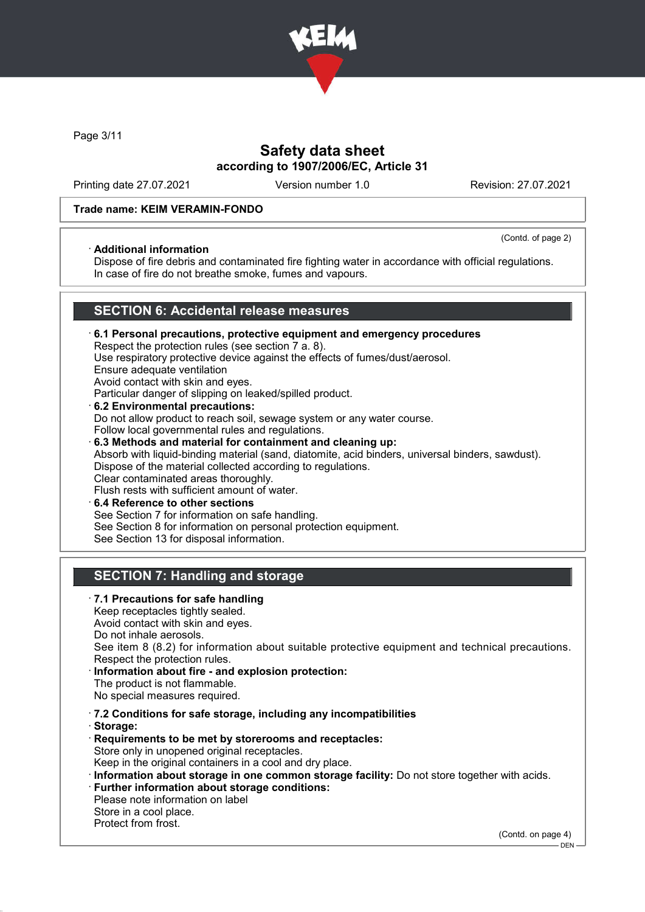Trade name: KEIM VERAMIN-FONDO

(Contd. of page 2)

· **Additional information**
Dispose of fire debris and contaminated fire fighting water in accordance with official regulations.
In case of fire do not breathe smoke, fumes and vapours.

## SECTION 6: Accidental release measures

· **6.1 Personal precautions, protective equipment and emergency procedures**
Respect the protection rules (see section 7 a. 8).
Use respiratory protective device against the effects of fumes/dust/aerosol.
Ensure adequate ventilation
Avoid contact with skin and eyes.
Particular danger of slipping on leaked/spilled product.

· **6.2 Environmental precautions:**
Do not allow product to reach soil, sewage system or any water course.
Follow local governmental rules and regulations.

· **6.3 Methods and material for containment and cleaning up:**
Absorb with liquid-binding material (sand, diatomite, acid binders, universal binders, sawdust).
Dispose of the material collected according to regulations.
Clear contaminated areas thoroughly.
Flush rests with sufficient amount of water.

· **6.4 Reference to other sections**
See Section 7 for information on safe handling.
See Section 8 for information on personal protection equipment.
See Section 13 for disposal information.

## SECTION 7: Handling and storage

· **7.1 Precautions for safe handling**
Keep receptacles tightly sealed.
Avoid contact with skin and eyes.
Do not inhale aerosols.
See item 8 (8.2) for information about suitable protective equipment and technical precautions.
Respect the protection rules.

· **Information about fire - and explosion protection:**
The product is not flammable.
No special measures required.

· **7.2 Conditions for safe storage, including any incompatibilities**
· **Storage:**
· **Requirements to be met by storerooms and receptacles:**
Store only in unopened original receptacles.
Keep in the original containers in a cool and dry place.
· **Information about storage in one common storage facility:** Do not store together with acids.
· **Further information about storage conditions:**
Please note information on label
Store in a cool place.
Protect from frost.

(Contd. on page 4)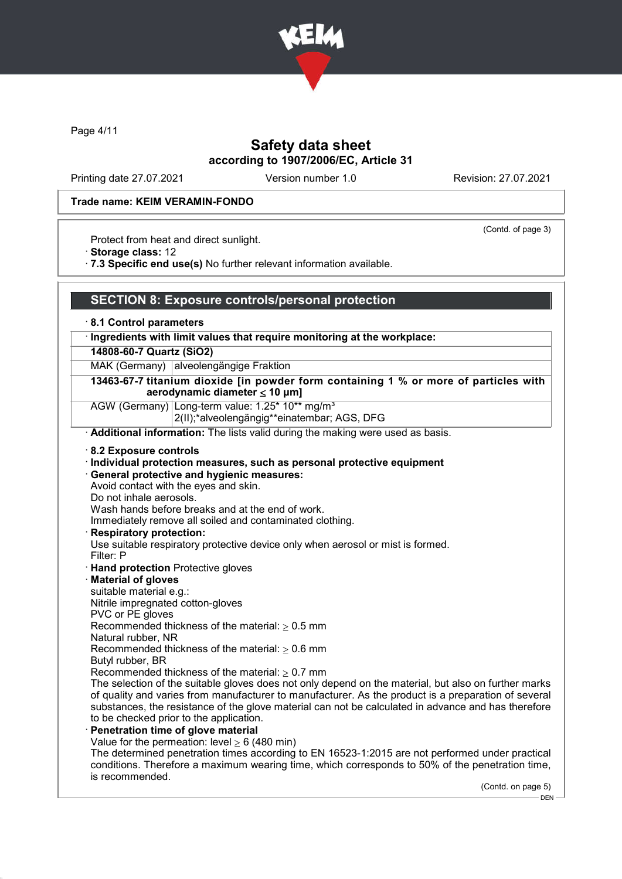Trade name: KEIM VERAMIN-FONDO

(Contd. of page 3)

Protect from heat and direct sunlight.
· **Storage class:** 12
· **7.3 Specific end use(s)** No further relevant information available.

## SECTION 8: Exposure controls/personal protection

· **8.1 Control parameters**

| · **Ingredients with limit values that require monitoring at the workplace:** | |
|---|---|
| **14808-60-7 Quartz ($SiO_2$)** | |
| MAK (Germany) | alveolengängige Fraktion |
| **13463-67-7 titanium dioxide [in powder form containing 1 % or more of particles with aerodynamic diameter ≤ 10 μm]** | |
| AGW (Germany) | Long-term value: 1.25* 10** mg/m³<br>2(II);*alveolengängig**einatembar; AGS, DFG |

· **Additional information:** The lists valid during the making were used as basis.

· **8.2 Exposure controls**
· **Individual protection measures, such as personal protective equipment**
· **General protective and hygienic measures:**
Avoid contact with the eyes and skin.
Do not inhale aerosols.
Wash hands before breaks and at the end of work.
Immediately remove all soiled and contaminated clothing.
· **Respiratory protection:**
Use suitable respiratory protective device only when aerosol or mist is formed.
Filter: P
· **Hand protection** Protective gloves
· **Material of gloves**
suitable material e.g.:
Nitrile impregnated cotton-gloves
PVC or PE gloves
Recommended thickness of the material: ≥ 0.5 mm
Natural rubber, NR
Recommended thickness of the material: ≥ 0.6 mm
Butyl rubber, BR
Recommended thickness of the material: ≥ 0.7 mm
The selection of the suitable gloves does not only depend on the material, but also on further marks of quality and varies from manufacturer to manufacturer. As the product is a preparation of several substances, the resistance of the glove material can not be calculated in advance and has therefore to be checked prior to the application.
· **Penetration time of glove material**
Value for the permeation: level ≥ 6 (480 min)
The determined penetration times according to EN 16523-1:2015 are not performed under practical conditions. Therefore a maximum wearing time, which corresponds to 50% of the penetration time, is recommended.

(Contd. on page 5)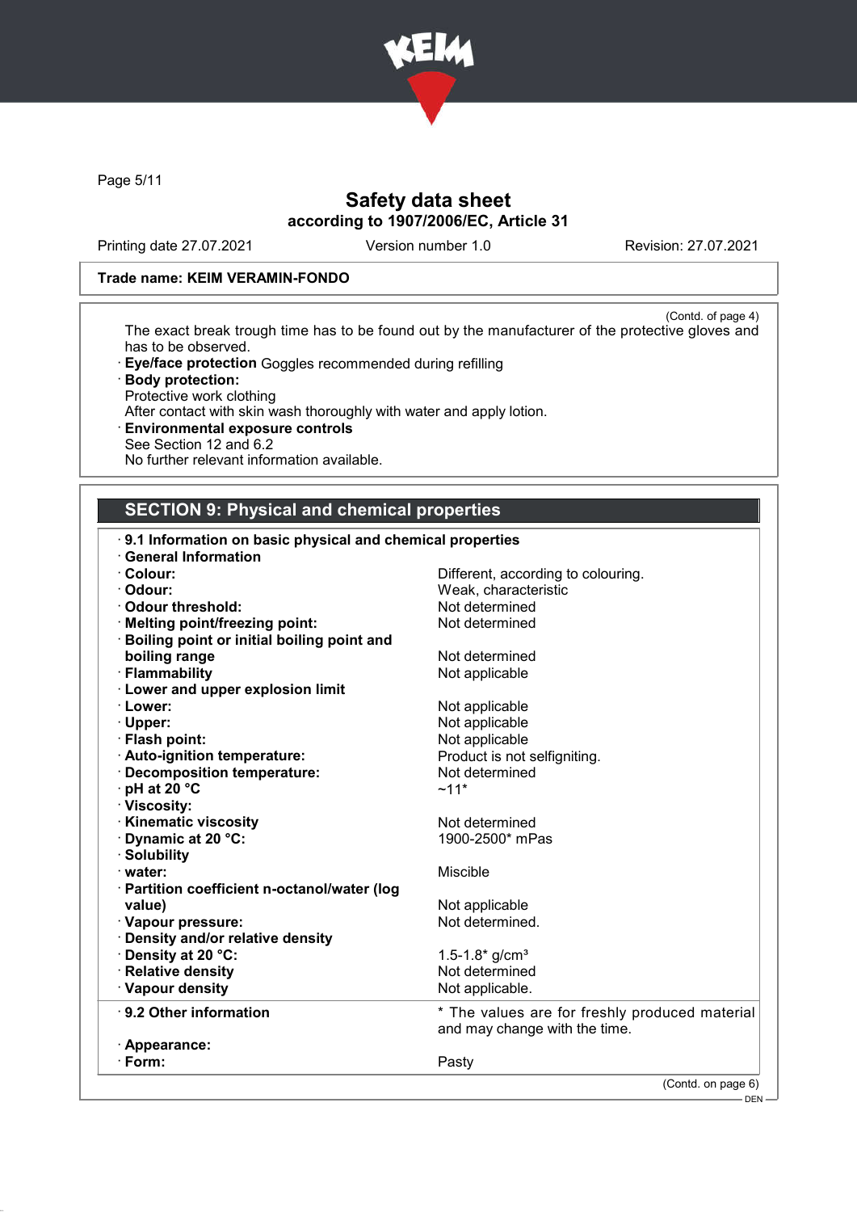Trade name: KEIM VERAMIN-FONDO

(Contd. of page 4)

The exact break trough time has to be found out by the manufacturer of the protective gloves and has to be observed.

· **Eye/face protection** Goggles recommended during refilling
· **Body protection:**
Protective work clothing
After contact with skin wash thoroughly with water and apply lotion.
· **Environmental exposure controls**
See Section 12 and 6.2
No further relevant information available.

## SECTION 9: Physical and chemical properties

· **9.1 Information on basic physical and chemical properties**
· **General Information**

| | |
|---|---|
| · **Colour:** | Different, according to colouring. |
| · **Odour:** | Weak, characteristic |
| · **Odour threshold:** | Not determined |
| · **Melting point/freezing point:** | Not determined |
| · **Boiling point or initial boiling point and boiling range** | Not determined |
| · **Flammability** | Not applicable |
| · **Lower and upper explosion limit** | |
| · **Lower:** | Not applicable |
| · **Upper:** | Not applicable |
| · **Flash point:** | Not applicable |
| · **Auto-ignition temperature:** | Product is not selfigniting. |
| · **Decomposition temperature:** | Not determined |
| · **pH at 20 °C** | ~11* |
| · **Viscosity:** | |
| · **Kinematic viscosity** | Not determined |
| · **Dynamic at 20 °C:** | 1900-2500* mPas |
| · **Solubility** | |
| · **water:** | Miscible |
| · **Partition coefficient n-octanol/water (log value)** | Not applicable |
| · **Vapour pressure:** | Not determined. |
| · **Density and/or relative density** | |
| · **Density at 20 °C:** | 1.5-1.8* g/cm³ |
| · **Relative density** | Not determined |
| · **Vapour density** | Not applicable. |

| | |
|---|---|
| · **9.2 Other information** | * The values are for freshly produced material and may change with the time. |
| · **Appearance:** | |
| · **Form:** | Pasty |

(Contd. on page 6)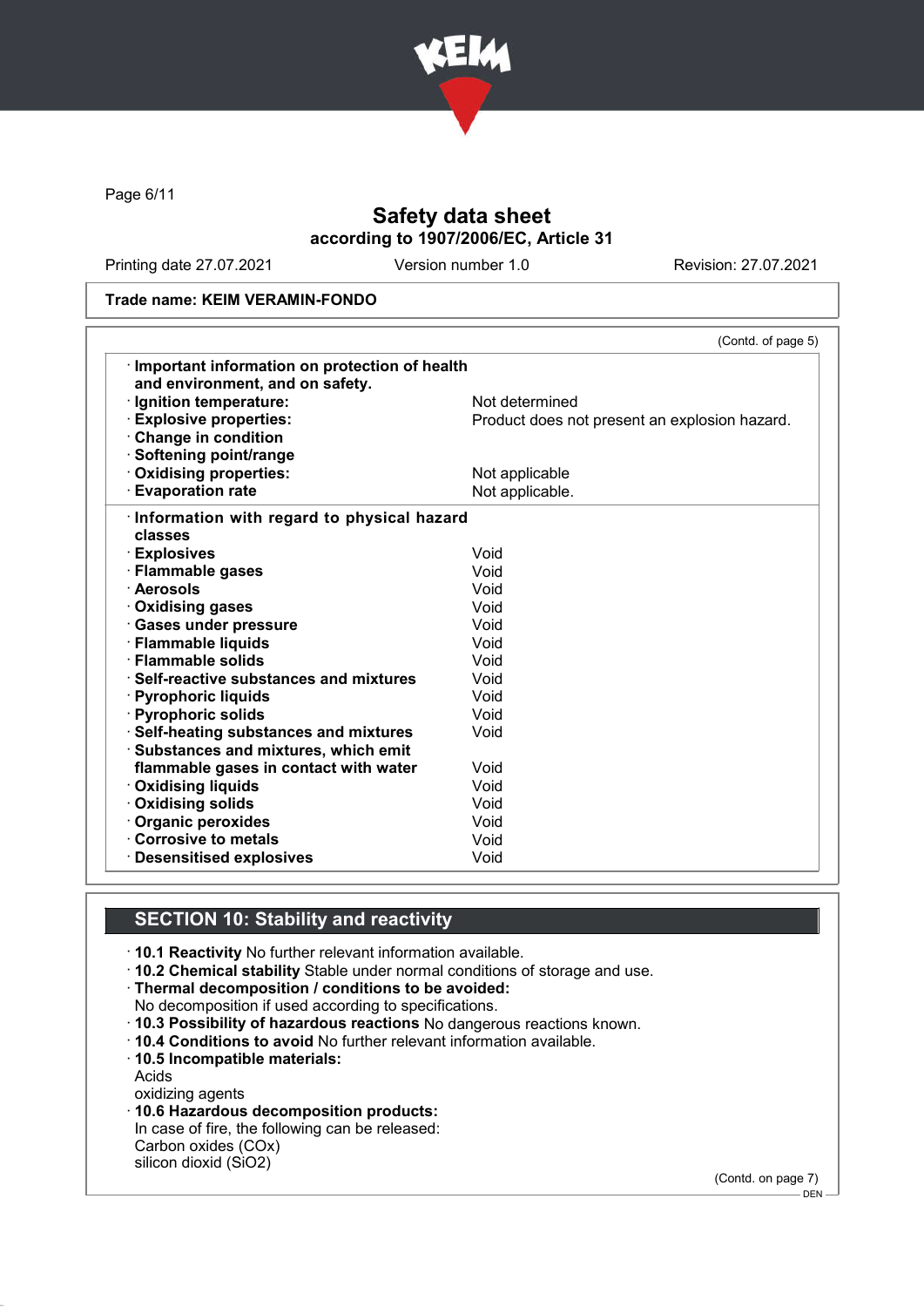Safety data sheet
according to 1907/2006/EC, Article 31

Printing date 27.07.2021 Version number 1.0 Revision: 27.07.2021

**Trade name: KEIM VERAMIN-FONDO**

(Contd. of page 5)

| | |
|---|---|
| · **Important information on protection of health and environment, and on safety.** | |
| · **Ignition temperature:** | Not determined |
| · **Explosive properties:** | Product does not present an explosion hazard. |
| · **Change in condition** | |
| · **Softening point/range** | |
| · **Oxidising properties:** | Not applicable |
| · **Evaporation rate** | Not applicable. |

| | |
|---|---|
| · **Information with regard to physical hazard classes** | |
| · **Explosives** | Void |
| · **Flammable gases** | Void |
| · **Aerosols** | Void |
| · **Oxidising gases** | Void |
| · **Gases under pressure** | Void |
| · **Flammable liquids** | Void |
| · **Flammable solids** | Void |
| · **Self-reactive substances and mixtures** | Void |
| · **Pyrophoric liquids** | Void |
| · **Pyrophoric solids** | Void |
| · **Self-heating substances and mixtures** | Void |
| · **Substances and mixtures, which emit flammable gases in contact with water** | Void |
| · **Oxidising liquids** | Void |
| · **Oxidising solids** | Void |
| · **Organic peroxides** | Void |
| · **Corrosive to metals** | Void |
| · **Desensitised explosives** | Void |

## SECTION 10: Stability and reactivity

· **10.1 Reactivity** No further relevant information available.
· **10.2 Chemical stability** Stable under normal conditions of storage and use.
· **Thermal decomposition / conditions to be avoided:**
No decomposition if used according to specifications.
· **10.3 Possibility of hazardous reactions** No dangerous reactions known.
· **10.4 Conditions to avoid** No further relevant information available.
· **10.5 Incompatible materials:**
Acids
oxidizing agents
· **10.6 Hazardous decomposition products:**
In case of fire, the following can be released:
Carbon oxides (COx)
silicon dioxid ($SiO_2$)

(Contd. on page 7)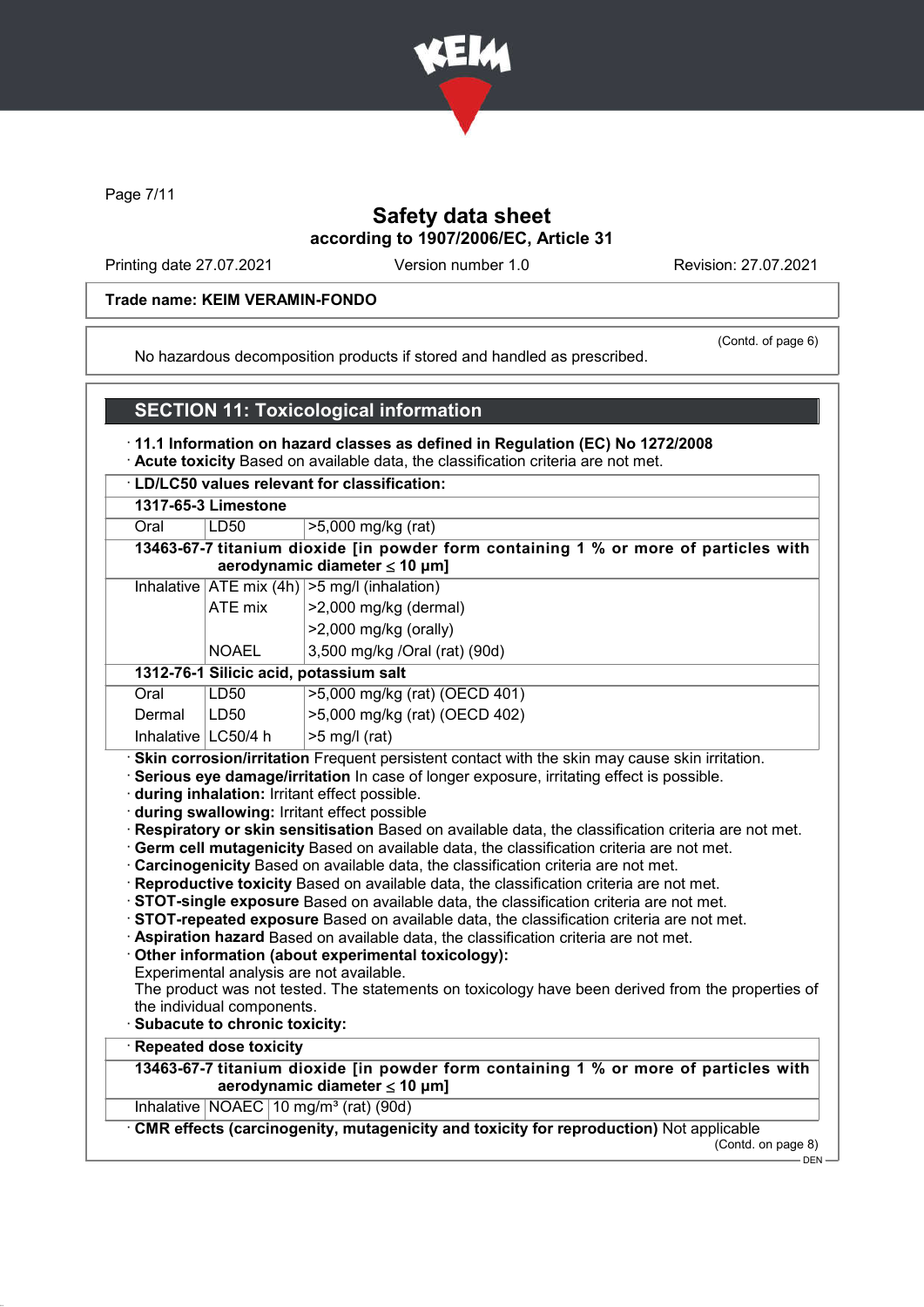**Safety data sheet**
**according to 1907/2006/EC, Article 31**

Printing date 27.07.2021 Version number 1.0 Revision: 27.07.2021

**Trade name: KEIM VERAMIN-FONDO**

(Contd. of page 6)

No hazardous decomposition products if stored and handled as prescribed.

## SECTION 11: Toxicological information

· **11.1 Information on hazard classes as defined in Regulation (EC) No 1272/2008**
· **Acute toxicity** Based on available data, the classification criteria are not met.

| · LD/LC50 values relevant for classification: | | |
|---|---|---|
| **1317-65-3 Limestone** | | |
| Oral | LD50 | >5,000 mg/kg (rat) |
| **13463-67-7 titanium dioxide [in powder form containing 1 % or more of particles with aerodynamic diameter ≤ 10 μm]** | | |
| Inhalative | ATE mix (4h) | >5 mg/l (inhalation) |
| | ATE mix | >2,000 mg/kg (dermal) |
| | | >2,000 mg/kg (orally) |
| | NOAEL | 3,500 mg/kg /Oral (rat) (90d) |
| **1312-76-1 Silicic acid, potassium salt** | | |
| Oral | LD50 | >5,000 mg/kg (rat) (OECD 401) |
| Dermal | LD50 | >5,000 mg/kg (rat) (OECD 402) |
| Inhalative | LC50/4 h | >5 mg/l (rat) |

· **Skin corrosion/irritation** Frequent persistent contact with the skin may cause skin irritation.
· **Serious eye damage/irritation** In case of longer exposure, irritating effect is possible.
· **during inhalation:** Irritant effect possible.
· **during swallowing:** Irritant effect possible
· **Respiratory or skin sensitisation** Based on available data, the classification criteria are not met.
· **Germ cell mutagenicity** Based on available data, the classification criteria are not met.
· **Carcinogenicity** Based on available data, the classification criteria are not met.
· **Reproductive toxicity** Based on available data, the classification criteria are not met.
· **STOT-single exposure** Based on available data, the classification criteria are not met.
· **STOT-repeated exposure** Based on available data, the classification criteria are not met.
· **Aspiration hazard** Based on available data, the classification criteria are not met.
· **Other information (about experimental toxicology):**
Experimental analysis are not available.
The product was not tested. The statements on toxicology have been derived from the properties of the individual components.
· **Subacute to chronic toxicity:**

| · Repeated dose toxicity | | |
|---|---|---|
| **13463-67-7 titanium dioxide [in powder form containing 1 % or more of particles with aerodynamic diameter ≤ 10 μm]** | | |
| Inhalative | NOAEC | 10 mg/m³ (rat) (90d) |

· **CMR effects (carcinogenity, mutagenicity and toxicity for reproduction)** Not applicable

(Contd. on page 8)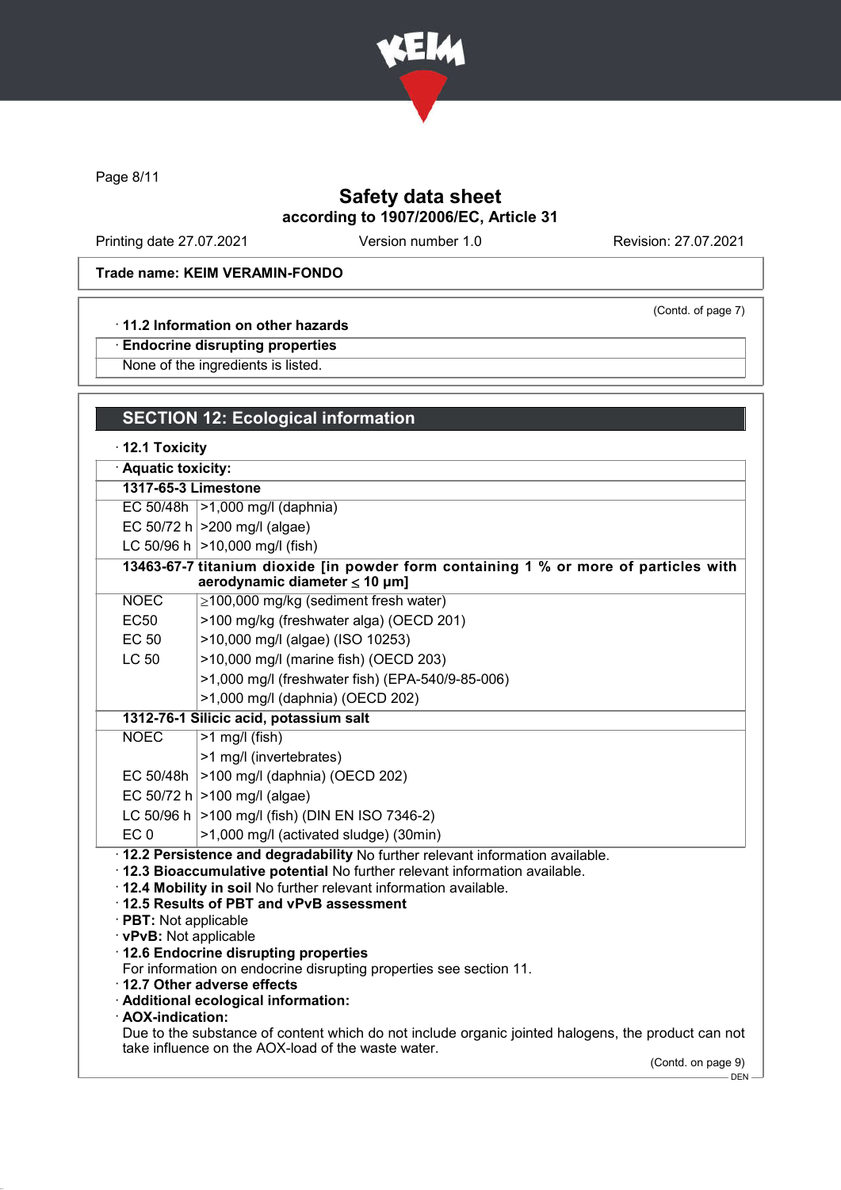Safety data sheet

according to 1907/2006/EC, Article 31

Printing date 27.07.2021 Version number 1.0 Revision: 27.07.2021

**Trade name: KEIM VERAMIN-FONDO**

(Contd. of page 7)

· **11.2 Information on other hazards**

· **Endocrine disrupting properties**

None of the ingredients is listed.

## SECTION 12: Ecological information

· **12.1 Toxicity**

· **Aquatic toxicity:**

| **1317-65-3 Limestone** | |
|---|---|
| EC 50/48h | >1,000 mg/l (daphnia) |
| EC 50/72 h | >200 mg/l (algae) |
| LC 50/96 h | >10,000 mg/l (fish) |
| **13463-67-7 titanium dioxide [in powder form containing 1 % or more of particles with aerodynamic diameter ≤ 10 μm]** | |
| NOEC | ≥100,000 mg/kg (sediment fresh water) |
| EC50 | >100 mg/kg (freshwater alga) (OECD 201) |
| EC 50 | >10,000 mg/l (algae) (ISO 10253) |
| LC 50 | >10,000 mg/l (marine fish) (OECD 203) |
| | >1,000 mg/l (freshwater fish) (EPA-540/9-85-006) |
| | >1,000 mg/l (daphnia) (OECD 202) |
| **1312-76-1 Silicic acid, potassium salt** | |
| NOEC | >1 mg/l (fish) |
| | >1 mg/l (invertebrates) |
| EC 50/48h | >100 mg/l (daphnia) (OECD 202) |
| EC 50/72 h | >100 mg/l (algae) |
| LC 50/96 h | >100 mg/l (fish) (DIN EN ISO 7346-2) |
| EC 0 | >1,000 mg/l (activated sludge) (30min) |

· **12.2 Persistence and degradability** No further relevant information available.

· **12.3 Bioaccumulative potential** No further relevant information available.

· **12.4 Mobility in soil** No further relevant information available.

· **12.5 Results of PBT and vPvB assessment**

· **PBT:** Not applicable

· **vPvB:** Not applicable

· **12.6 Endocrine disrupting properties**

For information on endocrine disrupting properties see section 11.

· **12.7 Other adverse effects**

· **Additional ecological information:**

· **AOX-indication:**

Due to the substance of content which do not include organic jointed halogens, the product can not take influence on the AOX-load of the waste water.

(Contd. on page 9)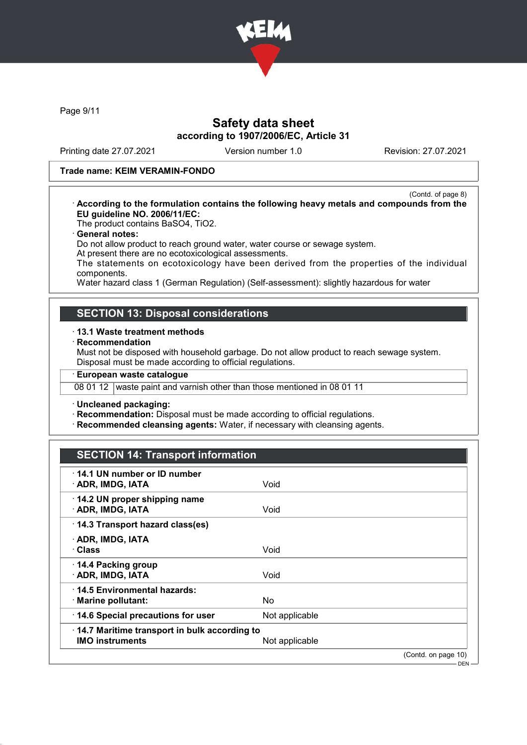Safety data sheet
according to 1907/2006/EC, Article 31

Printing date 27.07.2021 | Version number 1.0 | Revision: 27.07.2021

**Trade name: KEIM VERAMIN-FONDO**

(Contd. of page 8)

· **According to the formulation contains the following heavy metals and compounds from the EU guideline NO. 2006/11/EC:**
The product contains $BaSO_4$, $TiO_2$.

· **General notes:**
Do not allow product to reach ground water, water course or sewage system.
At present there are no ecotoxicological assessments.
The statements on ecotoxicology have been derived from the properties of the individual components.
Water hazard class 1 (German Regulation) (Self-assessment): slightly hazardous for water

## SECTION 13: Disposal considerations

· **13.1 Waste treatment methods**
· **Recommendation**
Must not be disposed with household garbage. Do not allow product to reach sewage system.
Disposal must be made according to official regulations.

· **European waste catalogue**

| | |
|---|---|
| 08 01 12 | waste paint and varnish other than those mentioned in 08 01 11 |

· **Uncleaned packaging:**
· **Recommendation:** Disposal must be made according to official regulations.
· **Recommended cleansing agents:** Water, if necessary with cleansing agents.

## SECTION 14: Transport information

| | |
|---|---|
| · **14.1 UN number or ID number**<br>· **ADR, IMDG, IATA** | Void |
| · **14.2 UN proper shipping name**<br>· **ADR, IMDG, IATA** | Void |
| · **14.3 Transport hazard class(es)**<br>· **ADR, IMDG, IATA**<br>· **Class** | Void |
| · **14.4 Packing group**<br>· **ADR, IMDG, IATA** | Void |
| · **14.5 Environmental hazards:**<br>· **Marine pollutant:** | No |
| · **14.6 Special precautions for user** | Not applicable |
| · **14.7 Maritime transport in bulk according to IMO instruments** | Not applicable |

(Contd. on page 10)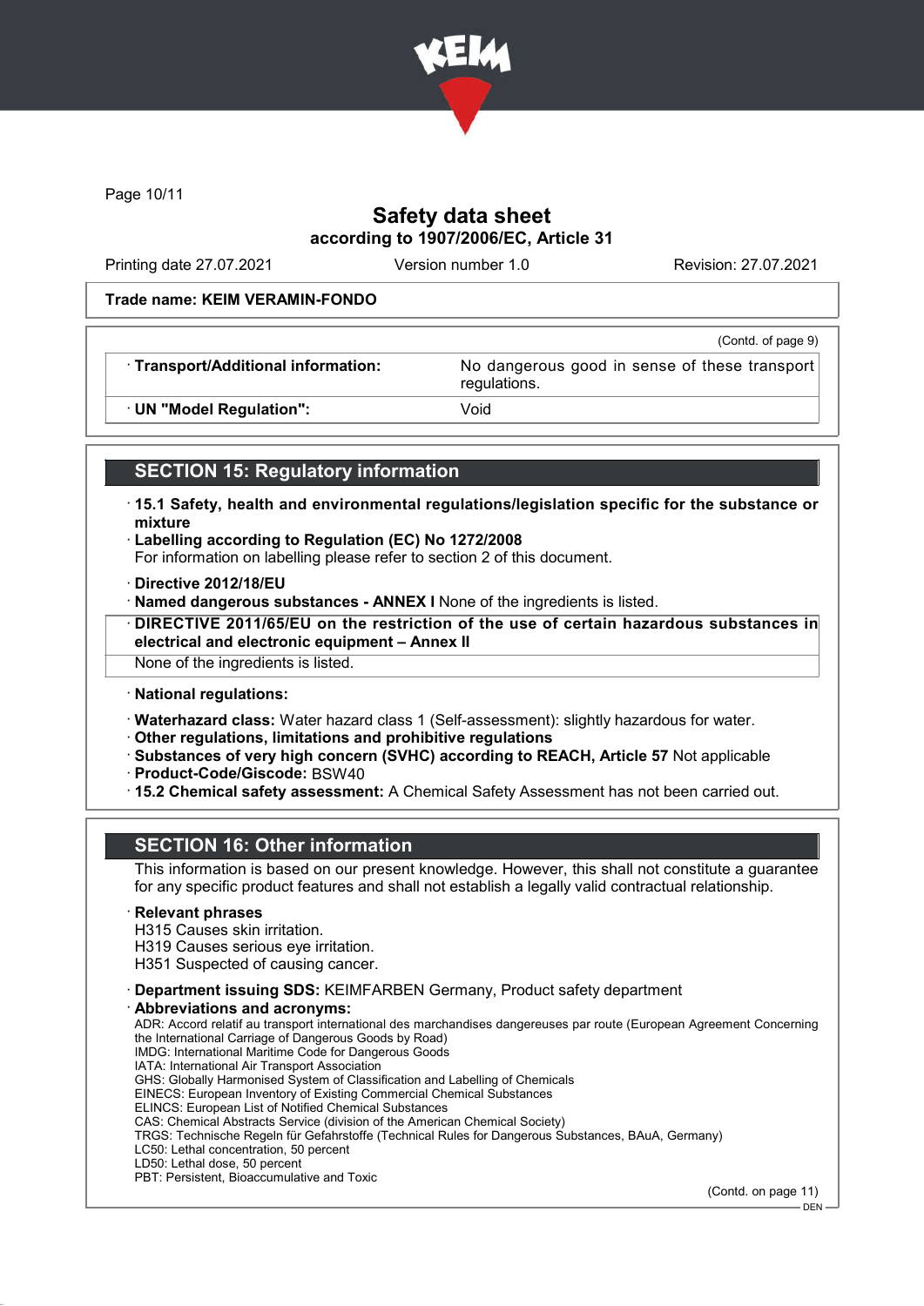**Safety data sheet**
**according to 1907/2006/EC, Article 31**

Printing date 27.07.2021 | Version number 1.0 | Revision: 27.07.2021

**Trade name: KEIM VERAMIN-FONDO**

(Contd. of page 9)

| | |
|---|---|
| · **Transport/Additional information:** | No dangerous good in sense of these transport regulations. |
| · **UN "Model Regulation":** | Void |

## SECTION 15: Regulatory information

· **15.1 Safety, health and environmental regulations/legislation specific for the substance or mixture**
· **Labelling according to Regulation (EC) No 1272/2008**
For information on labelling please refer to section 2 of this document.

· **Directive 2012/18/EU**
· **Named dangerous substances - ANNEX I** None of the ingredients is listed.
· **DIRECTIVE 2011/65/EU on the restriction of the use of certain hazardous substances in electrical and electronic equipment – Annex II**
None of the ingredients is listed.

· **National regulations:**

· **Waterhazard class:** Water hazard class 1 (Self-assessment): slightly hazardous for water.
· **Other regulations, limitations and prohibitive regulations**
· **Substances of very high concern (SVHC) according to REACH, Article 57** Not applicable
· **Product-Code/Giscode:** BSW40
· **15.2 Chemical safety assessment:** A Chemical Safety Assessment has not been carried out.

## SECTION 16: Other information

This information is based on our present knowledge. However, this shall not constitute a guarantee for any specific product features and shall not establish a legally valid contractual relationship.

· **Relevant phrases**
H315 Causes skin irritation.
H319 Causes serious eye irritation.
H351 Suspected of causing cancer.

· **Department issuing SDS:** KEIMFARBEN Germany, Product safety department
· **Abbreviations and acronyms:**
ADR: Accord relatif au transport international des marchandises dangereuses par route (European Agreement Concerning the International Carriage of Dangerous Goods by Road)
IMDG: International Maritime Code for Dangerous Goods
IATA: International Air Transport Association
GHS: Globally Harmonised System of Classification and Labelling of Chemicals
EINECS: European Inventory of Existing Commercial Chemical Substances
ELINCS: European List of Notified Chemical Substances
CAS: Chemical Abstracts Service (division of the American Chemical Society)
TRGS: Technische Regeln für Gefahrstoffe (Technical Rules for Dangerous Substances, BAuA, Germany)
LC50: Lethal concentration, 50 percent
LD50: Lethal dose, 50 percent
PBT: Persistent, Bioaccumulative and Toxic

(Contd. on page 11)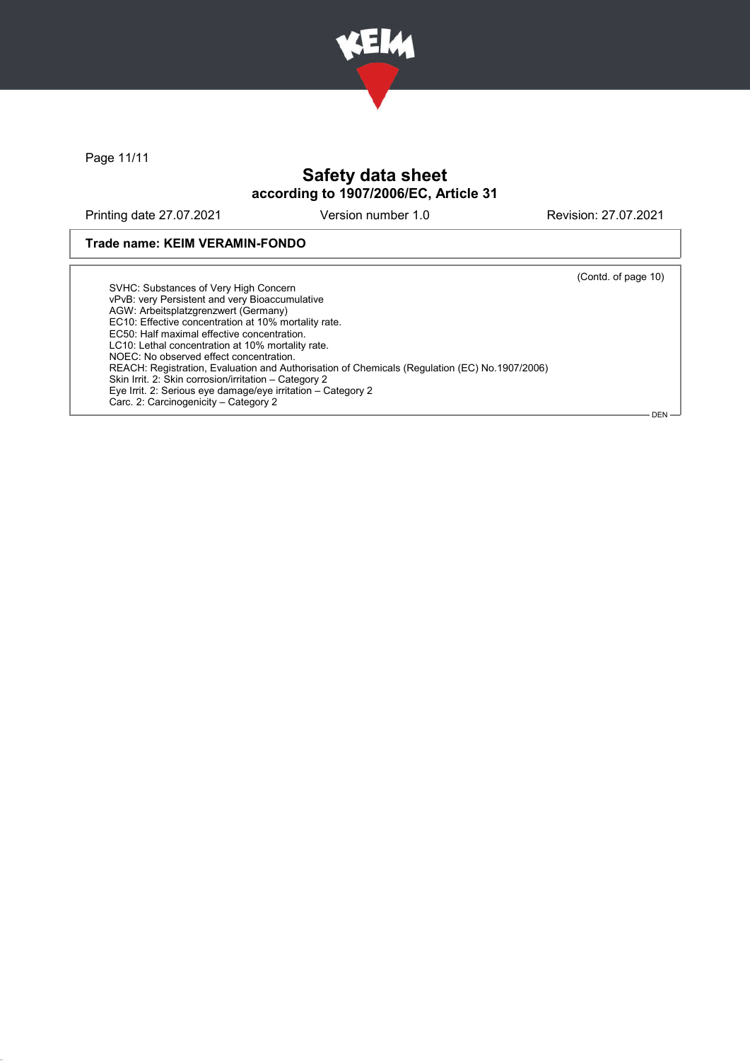**Trade name: KEIM VERAMIN-FONDO**

(Contd. of page 10)

SVHC: Substances of Very High Concern
vPvB: very Persistent and very Bioaccumulative
AGW: Arbeitsplatzgrenzwert (Germany)
EC10: Effective concentration at 10% mortality rate.
EC50: Half maximal effective concentration.
LC10: Lethal concentration at 10% mortality rate.
NOEC: No observed effect concentration.
REACH: Registration, Evaluation and Authorisation of Chemicals (Regulation (EC) No.1907/2006)
Skin Irrit. 2: Skin corrosion/irritation – Category 2
Eye Irrit. 2: Serious eye damage/eye irritation – Category 2
Carc. 2: Carcinogenicity – Category 2

DEN